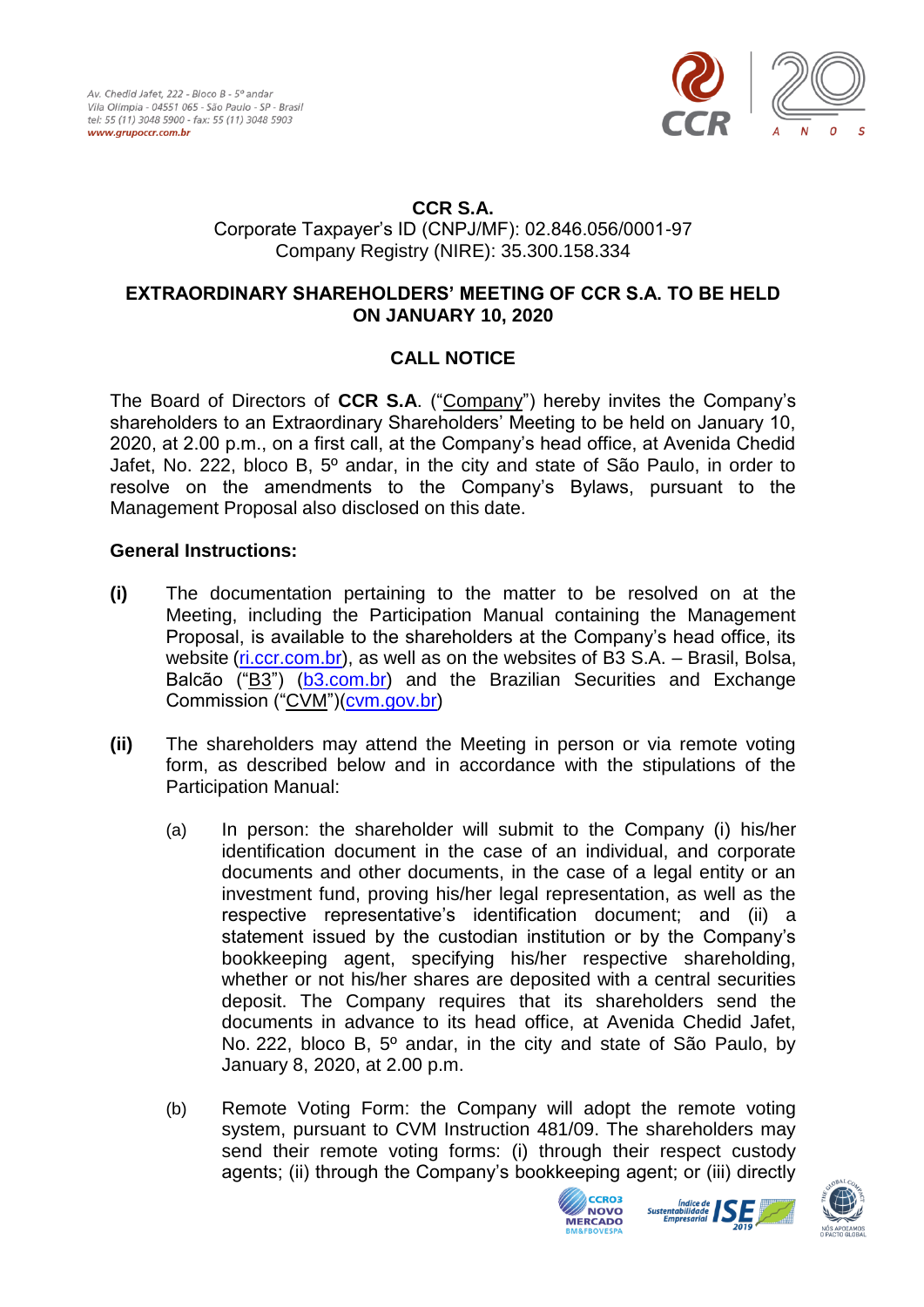**CCR S.A.**
Corporate Taxpayer's ID (CNPJ/MF): 02.846.056/0001-97
Company Registry (NIRE): 35.300.158.334

**EXTRAORDINARY SHAREHOLDERS' MEETING OF CCR S.A. TO BE HELD ON JANUARY 10, 2020**

**CALL NOTICE**

The Board of Directors of **CCR S.A**. ("Company") hereby invites the Company's shareholders to an Extraordinary Shareholders' Meeting to be held on January 10, 2020, at 2.00 p.m., on a first call, at the Company's head office, at Avenida Chedid Jafet, No. 222, bloco B, 5º andar, in the city and state of São Paulo, in order to resolve on the amendments to the Company's Bylaws, pursuant to the Management Proposal also disclosed on this date.

**General Instructions:**

**(i)** The documentation pertaining to the matter to be resolved on at the Meeting, including the Participation Manual containing the Management Proposal, is available to the shareholders at the Company's head office, its website (ri.ccr.com.br), as well as on the websites of B3 S.A. – Brasil, Bolsa, Balcão ("B3") (b3.com.br) and the Brazilian Securities and Exchange Commission ("CVM")(cvm.gov.br)

**(ii)** The shareholders may attend the Meeting in person or via remote voting form, as described below and in accordance with the stipulations of the Participation Manual:

(a) In person: the shareholder will submit to the Company (i) his/her identification document in the case of an individual, and corporate documents and other documents, in the case of a legal entity or an investment fund, proving his/her legal representation, as well as the respective representative's identification document; and (ii) a statement issued by the custodian institution or by the Company's bookkeeping agent, specifying his/her respective shareholding, whether or not his/her shares are deposited with a central securities deposit. The Company requires that its shareholders send the documents in advance to its head office, at Avenida Chedid Jafet, No. 222, bloco B, 5º andar, in the city and state of São Paulo, by January 8, 2020, at 2.00 p.m.

(b) Remote Voting Form: the Company will adopt the remote voting system, pursuant to CVM Instruction 481/09. The shareholders may send their remote voting forms: (i) through their respect custody agents; (ii) through the Company's bookkeeping agent; or (iii) directly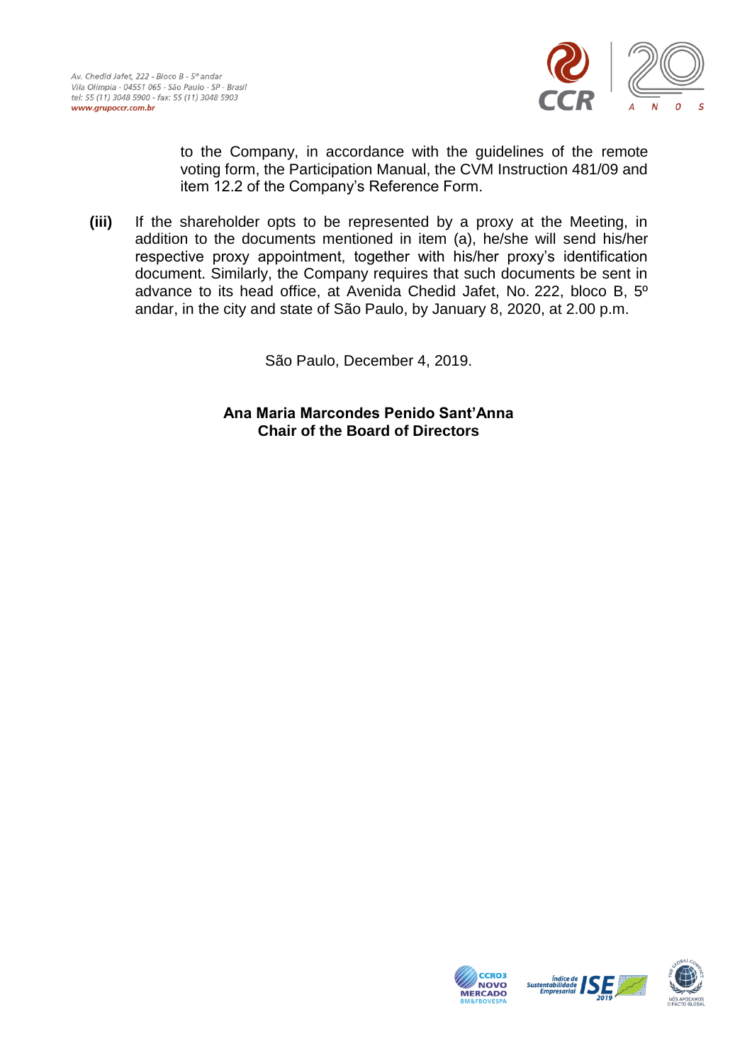to the Company, in accordance with the guidelines of the remote voting form, the Participation Manual, the CVM Instruction 481/09 and item 12.2 of the Company's Reference Form.

**(iii)** If the shareholder opts to be represented by a proxy at the Meeting, in addition to the documents mentioned in item (a), he/she will send his/her respective proxy appointment, together with his/her proxy's identification document. Similarly, the Company requires that such documents be sent in advance to its head office, at Avenida Chedid Jafet, No. 222, bloco B, 5º andar, in the city and state of São Paulo, by January 8, 2020, at 2.00 p.m.

São Paulo, December 4, 2019.

**Ana Maria Marcondes Penido Sant'Anna**
**Chair of the Board of Directors**